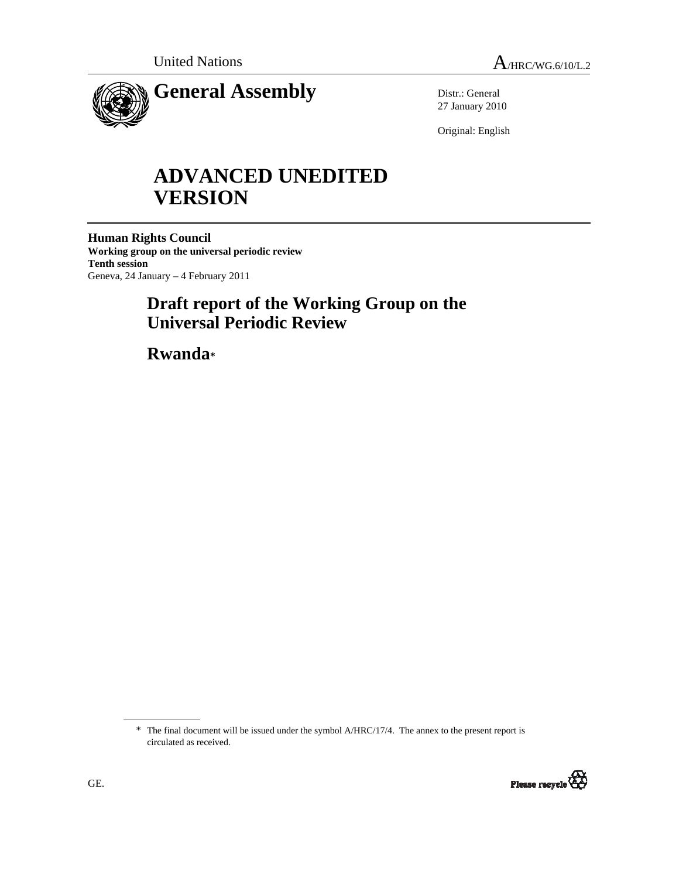United Nations A/HRC/WG.6/10/L.2

# General Assembly

Distr.: General
27 January 2010

Original: English

# ADVANCED UNEDITED VERSION

**Human Rights Council**
**Working group on the universal periodic review**
**Tenth session**
Geneva, 24 January – 4 February 2011

# Draft report of the Working Group on the Universal Periodic Review

# Rwanda*

* The final document will be issued under the symbol A/HRC/17/4. The annex to the present report is circulated as received.

GE.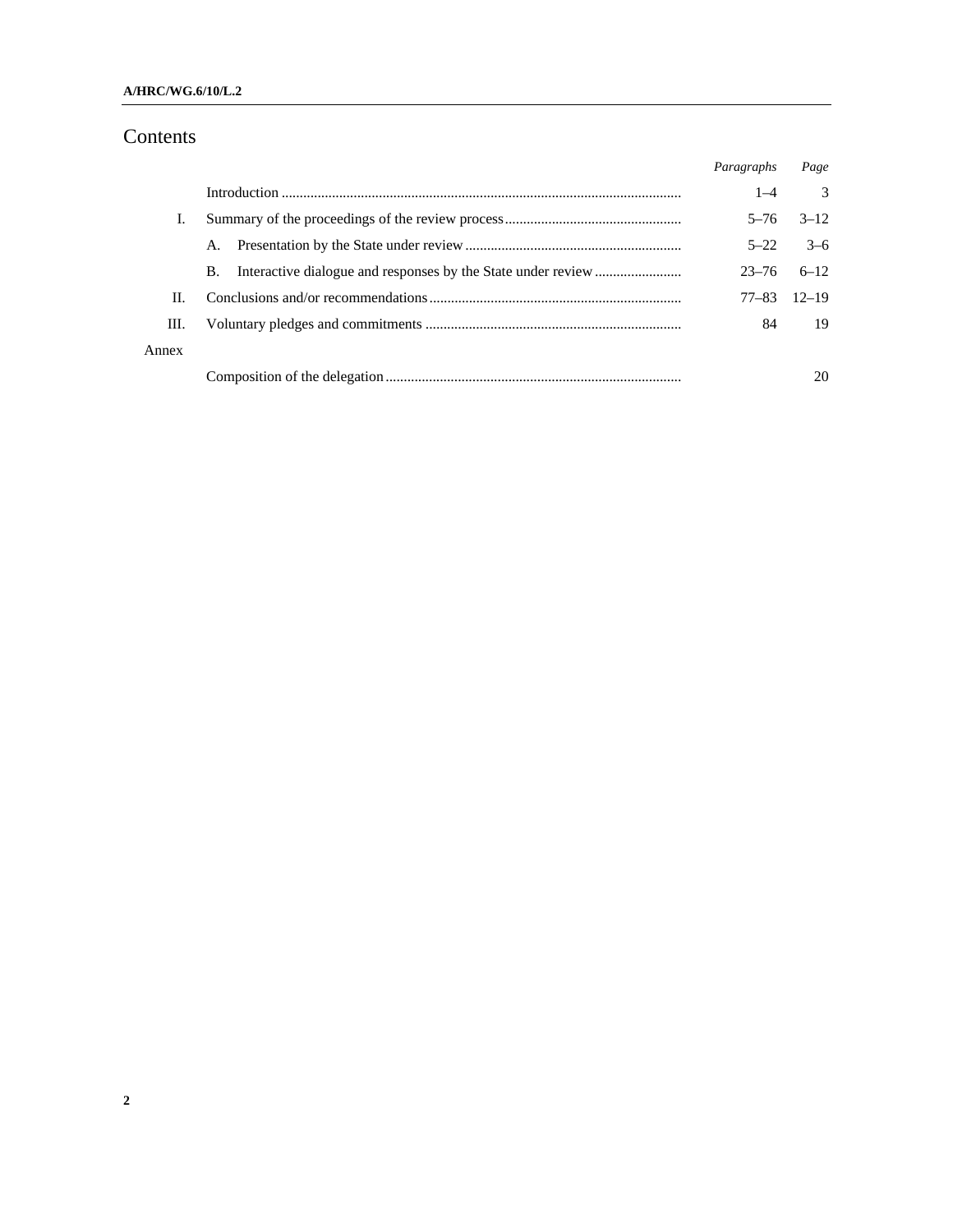# Contents

| | | Paragraphs | Page |
|---|---|---|---|
| | Introduction | 1–4 | 3 |
| I. | Summary of the proceedings of the review process | 5–76 | 3–12 |
| | A. Presentation by the State under review | 5–22 | 3–6 |
| | B. Interactive dialogue and responses by the State under review | 23–76 | 6–12 |
| II. | Conclusions and/or recommendations | 77–83 | 12–19 |
| III. | Voluntary pledges and commitments | 84 | 19 |
| Annex | | | |
| | Composition of the delegation | | 20 |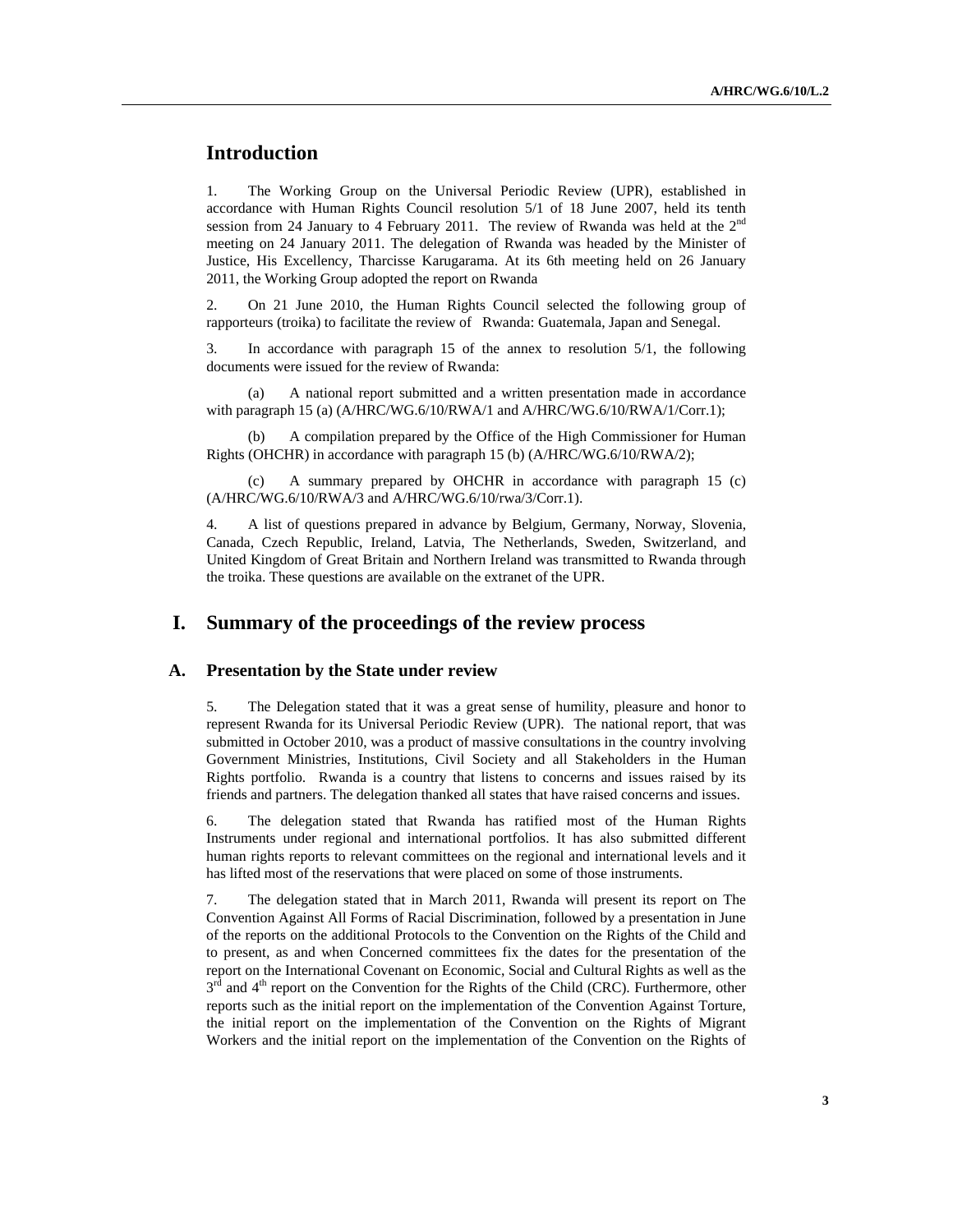## Introduction

1. The Working Group on the Universal Periodic Review (UPR), established in accordance with Human Rights Council resolution 5/1 of 18 June 2007, held its tenth session from 24 January to 4 February 2011. The review of Rwanda was held at the 2nd meeting on 24 January 2011. The delegation of Rwanda was headed by the Minister of Justice, His Excellency, Tharcisse Karugarama. At its 6th meeting held on 26 January 2011, the Working Group adopted the report on Rwanda

2. On 21 June 2010, the Human Rights Council selected the following group of rapporteurs (troika) to facilitate the review of Rwanda: Guatemala, Japan and Senegal.

3. In accordance with paragraph 15 of the annex to resolution 5/1, the following documents were issued for the review of Rwanda:

(a) A national report submitted and a written presentation made in accordance with paragraph 15 (a) (A/HRC/WG.6/10/RWA/1 and A/HRC/WG.6/10/RWA/1/Corr.1);

(b) A compilation prepared by the Office of the High Commissioner for Human Rights (OHCHR) in accordance with paragraph 15 (b) (A/HRC/WG.6/10/RWA/2);

(c) A summary prepared by OHCHR in accordance with paragraph 15 (c) (A/HRC/WG.6/10/RWA/3 and A/HRC/WG.6/10/rwa/3/Corr.1).

4. A list of questions prepared in advance by Belgium, Germany, Norway, Slovenia, Canada, Czech Republic, Ireland, Latvia, The Netherlands, Sweden, Switzerland, and United Kingdom of Great Britain and Northern Ireland was transmitted to Rwanda through the troika. These questions are available on the extranet of the UPR.

# I. Summary of the proceedings of the review process

## A. Presentation by the State under review

5. The Delegation stated that it was a great sense of humility, pleasure and honor to represent Rwanda for its Universal Periodic Review (UPR). The national report, that was submitted in October 2010, was a product of massive consultations in the country involving Government Ministries, Institutions, Civil Society and all Stakeholders in the Human Rights portfolio. Rwanda is a country that listens to concerns and issues raised by its friends and partners. The delegation thanked all states that have raised concerns and issues.

6. The delegation stated that Rwanda has ratified most of the Human Rights Instruments under regional and international portfolios. It has also submitted different human rights reports to relevant committees on the regional and international levels and it has lifted most of the reservations that were placed on some of those instruments.

7. The delegation stated that in March 2011, Rwanda will present its report on The Convention Against All Forms of Racial Discrimination, followed by a presentation in June of the reports on the additional Protocols to the Convention on the Rights of the Child and to present, as and when Concerned committees fix the dates for the presentation of the report on the International Covenant on Economic, Social and Cultural Rights as well as the 3rd and 4th report on the Convention for the Rights of the Child (CRC). Furthermore, other reports such as the initial report on the implementation of the Convention Against Torture, the initial report on the implementation of the Convention on the Rights of Migrant Workers and the initial report on the implementation of the Convention on the Rights of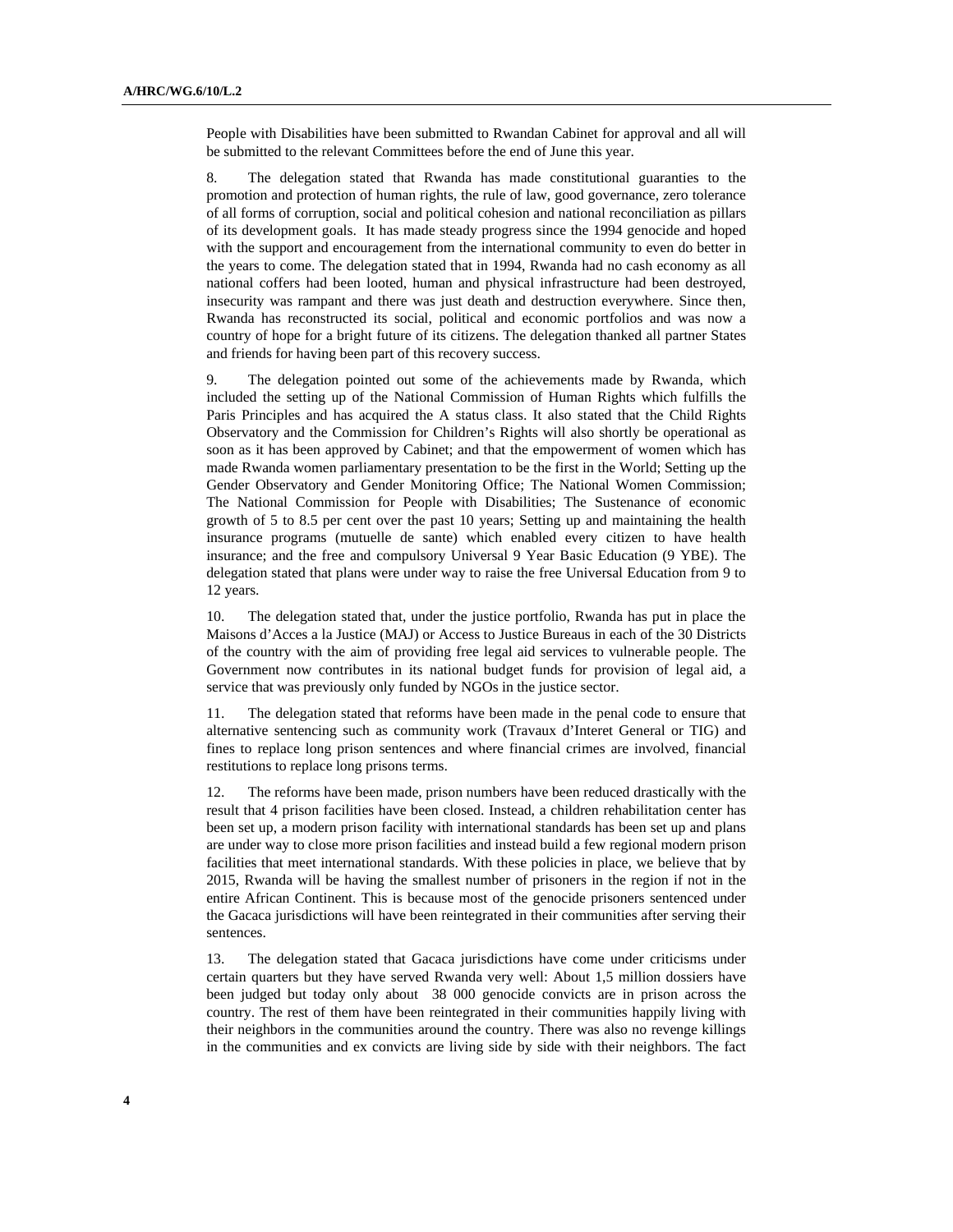People with Disabilities have been submitted to Rwandan Cabinet for approval and all will be submitted to the relevant Committees before the end of June this year.

8. The delegation stated that Rwanda has made constitutional guaranties to the promotion and protection of human rights, the rule of law, good governance, zero tolerance of all forms of corruption, social and political cohesion and national reconciliation as pillars of its development goals. It has made steady progress since the 1994 genocide and hoped with the support and encouragement from the international community to even do better in the years to come. The delegation stated that in 1994, Rwanda had no cash economy as all national coffers had been looted, human and physical infrastructure had been destroyed, insecurity was rampant and there was just death and destruction everywhere. Since then, Rwanda has reconstructed its social, political and economic portfolios and was now a country of hope for a bright future of its citizens. The delegation thanked all partner States and friends for having been part of this recovery success.

9. The delegation pointed out some of the achievements made by Rwanda, which included the setting up of the National Commission of Human Rights which fulfills the Paris Principles and has acquired the A status class. It also stated that the Child Rights Observatory and the Commission for Children's Rights will also shortly be operational as soon as it has been approved by Cabinet; and that the empowerment of women which has made Rwanda women parliamentary presentation to be the first in the World; Setting up the Gender Observatory and Gender Monitoring Office; The National Women Commission; The National Commission for People with Disabilities; The Sustenance of economic growth of 5 to 8.5 per cent over the past 10 years; Setting up and maintaining the health insurance programs (mutuelle de sante) which enabled every citizen to have health insurance; and the free and compulsory Universal 9 Year Basic Education (9 YBE). The delegation stated that plans were under way to raise the free Universal Education from 9 to 12 years.

10. The delegation stated that, under the justice portfolio, Rwanda has put in place the Maisons d'Acces a la Justice (MAJ) or Access to Justice Bureaus in each of the 30 Districts of the country with the aim of providing free legal aid services to vulnerable people. The Government now contributes in its national budget funds for provision of legal aid, a service that was previously only funded by NGOs in the justice sector.

11. The delegation stated that reforms have been made in the penal code to ensure that alternative sentencing such as community work (Travaux d'Interet General or TIG) and fines to replace long prison sentences and where financial crimes are involved, financial restitutions to replace long prisons terms.

12. The reforms have been made, prison numbers have been reduced drastically with the result that 4 prison facilities have been closed. Instead, a children rehabilitation center has been set up, a modern prison facility with international standards has been set up and plans are under way to close more prison facilities and instead build a few regional modern prison facilities that meet international standards. With these policies in place, we believe that by 2015, Rwanda will be having the smallest number of prisoners in the region if not in the entire African Continent. This is because most of the genocide prisoners sentenced under the Gacaca jurisdictions will have been reintegrated in their communities after serving their sentences.

13. The delegation stated that Gacaca jurisdictions have come under criticisms under certain quarters but they have served Rwanda very well: About 1,5 million dossiers have been judged but today only about 38 000 genocide convicts are in prison across the country. The rest of them have been reintegrated in their communities happily living with their neighbors in the communities around the country. There was also no revenge killings in the communities and ex convicts are living side by side with their neighbors. The fact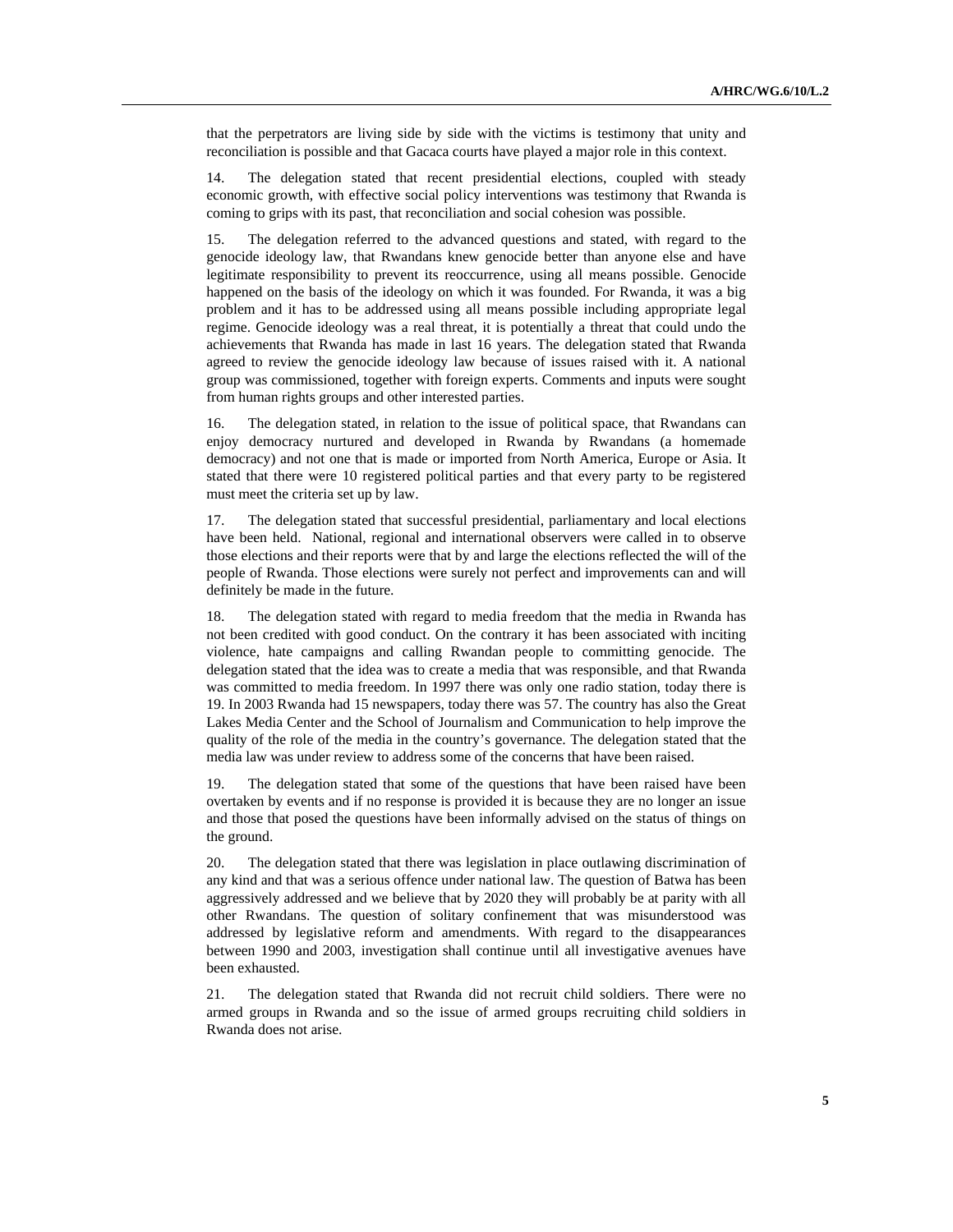that the perpetrators are living side by side with the victims is testimony that unity and reconciliation is possible and that Gacaca courts have played a major role in this context.

14. The delegation stated that recent presidential elections, coupled with steady economic growth, with effective social policy interventions was testimony that Rwanda is coming to grips with its past, that reconciliation and social cohesion was possible.

15. The delegation referred to the advanced questions and stated, with regard to the genocide ideology law, that Rwandans knew genocide better than anyone else and have legitimate responsibility to prevent its reoccurrence, using all means possible. Genocide happened on the basis of the ideology on which it was founded. For Rwanda, it was a big problem and it has to be addressed using all means possible including appropriate legal regime. Genocide ideology was a real threat, it is potentially a threat that could undo the achievements that Rwanda has made in last 16 years. The delegation stated that Rwanda agreed to review the genocide ideology law because of issues raised with it. A national group was commissioned, together with foreign experts. Comments and inputs were sought from human rights groups and other interested parties.

16. The delegation stated, in relation to the issue of political space, that Rwandans can enjoy democracy nurtured and developed in Rwanda by Rwandans (a homemade democracy) and not one that is made or imported from North America, Europe or Asia. It stated that there were 10 registered political parties and that every party to be registered must meet the criteria set up by law.

17. The delegation stated that successful presidential, parliamentary and local elections have been held. National, regional and international observers were called in to observe those elections and their reports were that by and large the elections reflected the will of the people of Rwanda. Those elections were surely not perfect and improvements can and will definitely be made in the future.

18. The delegation stated with regard to media freedom that the media in Rwanda has not been credited with good conduct. On the contrary it has been associated with inciting violence, hate campaigns and calling Rwandan people to committing genocide. The delegation stated that the idea was to create a media that was responsible, and that Rwanda was committed to media freedom. In 1997 there was only one radio station, today there is 19. In 2003 Rwanda had 15 newspapers, today there was 57. The country has also the Great Lakes Media Center and the School of Journalism and Communication to help improve the quality of the role of the media in the country's governance. The delegation stated that the media law was under review to address some of the concerns that have been raised.

19. The delegation stated that some of the questions that have been raised have been overtaken by events and if no response is provided it is because they are no longer an issue and those that posed the questions have been informally advised on the status of things on the ground.

20. The delegation stated that there was legislation in place outlawing discrimination of any kind and that was a serious offence under national law. The question of Batwa has been aggressively addressed and we believe that by 2020 they will probably be at parity with all other Rwandans. The question of solitary confinement that was misunderstood was addressed by legislative reform and amendments. With regard to the disappearances between 1990 and 2003, investigation shall continue until all investigative avenues have been exhausted.

21. The delegation stated that Rwanda did not recruit child soldiers. There were no armed groups in Rwanda and so the issue of armed groups recruiting child soldiers in Rwanda does not arise.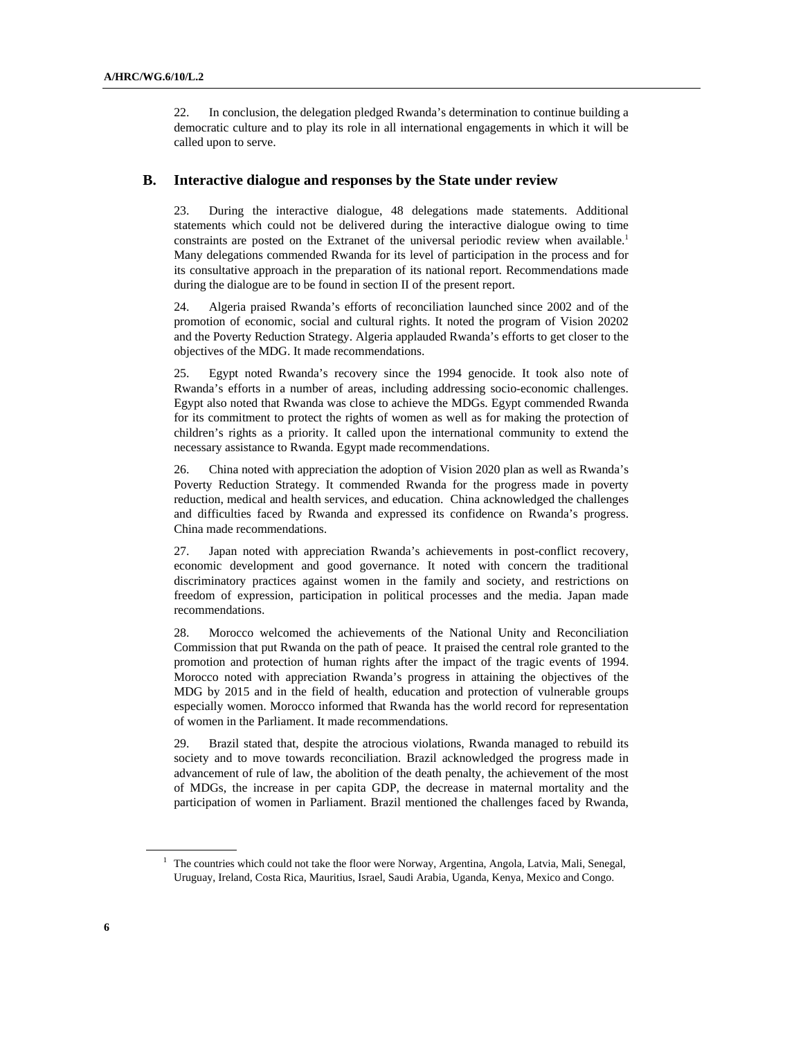22. In conclusion, the delegation pledged Rwanda's determination to continue building a democratic culture and to play its role in all international engagements in which it will be called upon to serve.

## B. Interactive dialogue and responses by the State under review

23. During the interactive dialogue, 48 delegations made statements. Additional statements which could not be delivered during the interactive dialogue owing to time constraints are posted on the Extranet of the universal periodic review when available.[1] Many delegations commended Rwanda for its level of participation in the process and for its consultative approach in the preparation of its national report. Recommendations made during the dialogue are to be found in section II of the present report.

24. Algeria praised Rwanda's efforts of reconciliation launched since 2002 and of the promotion of economic, social and cultural rights. It noted the program of Vision 20202 and the Poverty Reduction Strategy. Algeria applauded Rwanda's efforts to get closer to the objectives of the MDG. It made recommendations.

25. Egypt noted Rwanda's recovery since the 1994 genocide. It took also note of Rwanda's efforts in a number of areas, including addressing socio-economic challenges. Egypt also noted that Rwanda was close to achieve the MDGs. Egypt commended Rwanda for its commitment to protect the rights of women as well as for making the protection of children's rights as a priority. It called upon the international community to extend the necessary assistance to Rwanda. Egypt made recommendations.

26. China noted with appreciation the adoption of Vision 2020 plan as well as Rwanda's Poverty Reduction Strategy. It commended Rwanda for the progress made in poverty reduction, medical and health services, and education. China acknowledged the challenges and difficulties faced by Rwanda and expressed its confidence on Rwanda's progress. China made recommendations.

27. Japan noted with appreciation Rwanda's achievements in post-conflict recovery, economic development and good governance. It noted with concern the traditional discriminatory practices against women in the family and society, and restrictions on freedom of expression, participation in political processes and the media. Japan made recommendations.

28. Morocco welcomed the achievements of the National Unity and Reconciliation Commission that put Rwanda on the path of peace. It praised the central role granted to the promotion and protection of human rights after the impact of the tragic events of 1994. Morocco noted with appreciation Rwanda's progress in attaining the objectives of the MDG by 2015 and in the field of health, education and protection of vulnerable groups especially women. Morocco informed that Rwanda has the world record for representation of women in the Parliament. It made recommendations.

29. Brazil stated that, despite the atrocious violations, Rwanda managed to rebuild its society and to move towards reconciliation. Brazil acknowledged the progress made in advancement of rule of law, the abolition of the death penalty, the achievement of the most of MDGs, the increase in per capita GDP, the decrease in maternal mortality and the participation of women in Parliament. Brazil mentioned the challenges faced by Rwanda,

[1] The countries which could not take the floor were Norway, Argentina, Angola, Latvia, Mali, Senegal, Uruguay, Ireland, Costa Rica, Mauritius, Israel, Saudi Arabia, Uganda, Kenya, Mexico and Congo.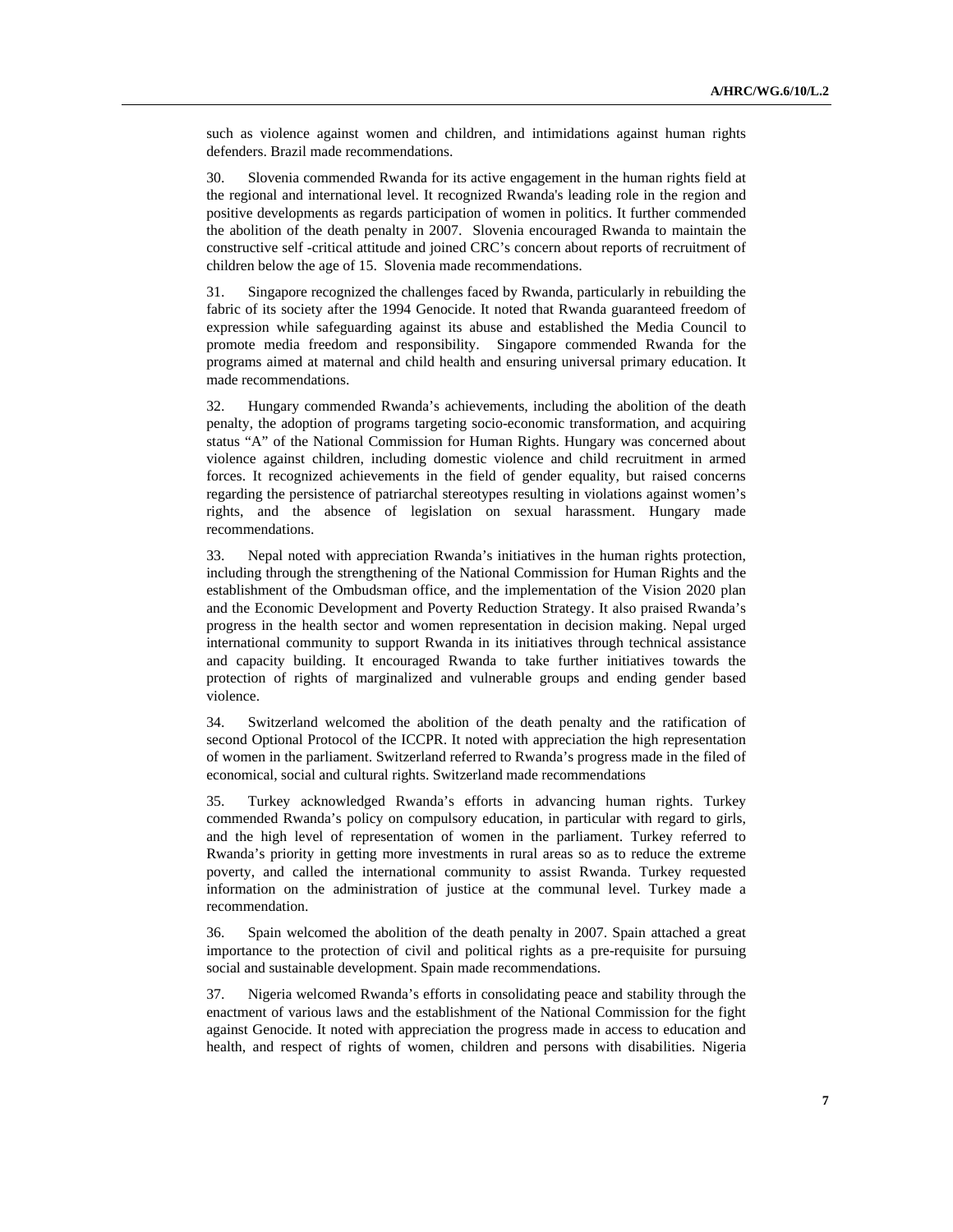such as violence against women and children, and intimidations against human rights defenders. Brazil made recommendations.

30. Slovenia commended Rwanda for its active engagement in the human rights field at the regional and international level. It recognized Rwanda's leading role in the region and positive developments as regards participation of women in politics. It further commended the abolition of the death penalty in 2007. Slovenia encouraged Rwanda to maintain the constructive self -critical attitude and joined CRC's concern about reports of recruitment of children below the age of 15. Slovenia made recommendations.

31. Singapore recognized the challenges faced by Rwanda, particularly in rebuilding the fabric of its society after the 1994 Genocide. It noted that Rwanda guaranteed freedom of expression while safeguarding against its abuse and established the Media Council to promote media freedom and responsibility. Singapore commended Rwanda for the programs aimed at maternal and child health and ensuring universal primary education. It made recommendations.

32. Hungary commended Rwanda's achievements, including the abolition of the death penalty, the adoption of programs targeting socio-economic transformation, and acquiring status "A" of the National Commission for Human Rights. Hungary was concerned about violence against children, including domestic violence and child recruitment in armed forces. It recognized achievements in the field of gender equality, but raised concerns regarding the persistence of patriarchal stereotypes resulting in violations against women's rights, and the absence of legislation on sexual harassment. Hungary made recommendations.

33. Nepal noted with appreciation Rwanda's initiatives in the human rights protection, including through the strengthening of the National Commission for Human Rights and the establishment of the Ombudsman office, and the implementation of the Vision 2020 plan and the Economic Development and Poverty Reduction Strategy. It also praised Rwanda's progress in the health sector and women representation in decision making. Nepal urged international community to support Rwanda in its initiatives through technical assistance and capacity building. It encouraged Rwanda to take further initiatives towards the protection of rights of marginalized and vulnerable groups and ending gender based violence.

34. Switzerland welcomed the abolition of the death penalty and the ratification of second Optional Protocol of the ICCPR. It noted with appreciation the high representation of women in the parliament. Switzerland referred to Rwanda's progress made in the filed of economical, social and cultural rights. Switzerland made recommendations

35. Turkey acknowledged Rwanda's efforts in advancing human rights. Turkey commended Rwanda's policy on compulsory education, in particular with regard to girls, and the high level of representation of women in the parliament. Turkey referred to Rwanda's priority in getting more investments in rural areas so as to reduce the extreme poverty, and called the international community to assist Rwanda. Turkey requested information on the administration of justice at the communal level. Turkey made a recommendation.

36. Spain welcomed the abolition of the death penalty in 2007. Spain attached a great importance to the protection of civil and political rights as a pre-requisite for pursuing social and sustainable development. Spain made recommendations.

37. Nigeria welcomed Rwanda's efforts in consolidating peace and stability through the enactment of various laws and the establishment of the National Commission for the fight against Genocide. It noted with appreciation the progress made in access to education and health, and respect of rights of women, children and persons with disabilities. Nigeria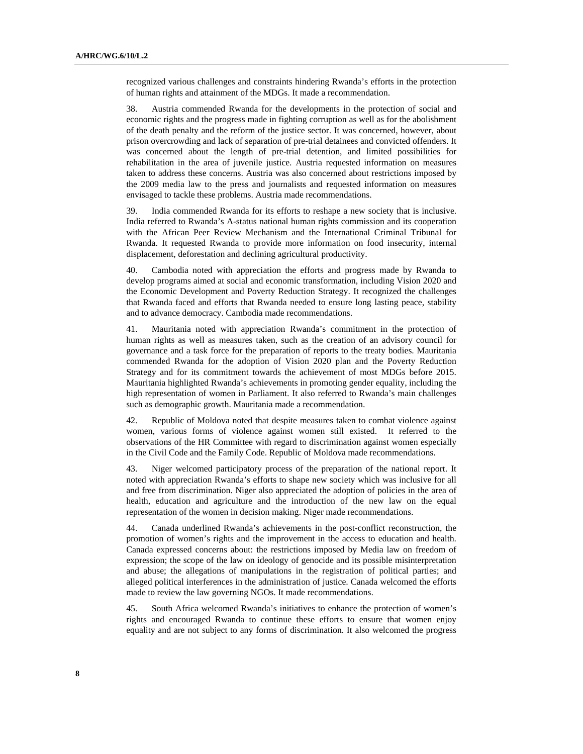recognized various challenges and constraints hindering Rwanda's efforts in the protection of human rights and attainment of the MDGs. It made a recommendation.

38. Austria commended Rwanda for the developments in the protection of social and economic rights and the progress made in fighting corruption as well as for the abolishment of the death penalty and the reform of the justice sector. It was concerned, however, about prison overcrowding and lack of separation of pre-trial detainees and convicted offenders. It was concerned about the length of pre-trial detention, and limited possibilities for rehabilitation in the area of juvenile justice. Austria requested information on measures taken to address these concerns. Austria was also concerned about restrictions imposed by the 2009 media law to the press and journalists and requested information on measures envisaged to tackle these problems. Austria made recommendations.

39. India commended Rwanda for its efforts to reshape a new society that is inclusive. India referred to Rwanda's A-status national human rights commission and its cooperation with the African Peer Review Mechanism and the International Criminal Tribunal for Rwanda. It requested Rwanda to provide more information on food insecurity, internal displacement, deforestation and declining agricultural productivity.

40. Cambodia noted with appreciation the efforts and progress made by Rwanda to develop programs aimed at social and economic transformation, including Vision 2020 and the Economic Development and Poverty Reduction Strategy. It recognized the challenges that Rwanda faced and efforts that Rwanda needed to ensure long lasting peace, stability and to advance democracy. Cambodia made recommendations.

41. Mauritania noted with appreciation Rwanda's commitment in the protection of human rights as well as measures taken, such as the creation of an advisory council for governance and a task force for the preparation of reports to the treaty bodies. Mauritania commended Rwanda for the adoption of Vision 2020 plan and the Poverty Reduction Strategy and for its commitment towards the achievement of most MDGs before 2015. Mauritania highlighted Rwanda's achievements in promoting gender equality, including the high representation of women in Parliament. It also referred to Rwanda's main challenges such as demographic growth. Mauritania made a recommendation.

42. Republic of Moldova noted that despite measures taken to combat violence against women, various forms of violence against women still existed. It referred to the observations of the HR Committee with regard to discrimination against women especially in the Civil Code and the Family Code. Republic of Moldova made recommendations.

43. Niger welcomed participatory process of the preparation of the national report. It noted with appreciation Rwanda's efforts to shape new society which was inclusive for all and free from discrimination. Niger also appreciated the adoption of policies in the area of health, education and agriculture and the introduction of the new law on the equal representation of the women in decision making. Niger made recommendations.

44. Canada underlined Rwanda's achievements in the post-conflict reconstruction, the promotion of women's rights and the improvement in the access to education and health. Canada expressed concerns about: the restrictions imposed by Media law on freedom of expression; the scope of the law on ideology of genocide and its possible misinterpretation and abuse; the allegations of manipulations in the registration of political parties; and alleged political interferences in the administration of justice. Canada welcomed the efforts made to review the law governing NGOs. It made recommendations.

45. South Africa welcomed Rwanda's initiatives to enhance the protection of women's rights and encouraged Rwanda to continue these efforts to ensure that women enjoy equality and are not subject to any forms of discrimination. It also welcomed the progress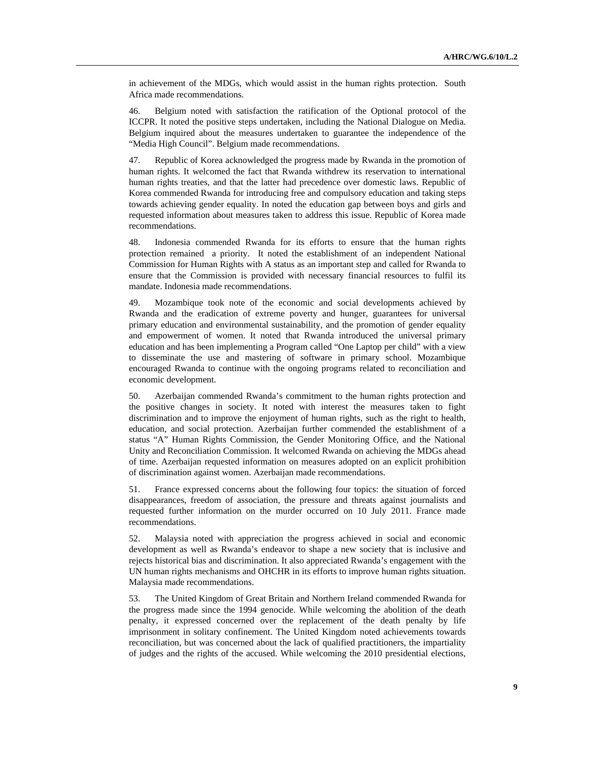in achievement of the MDGs, which would assist in the human rights protection. South Africa made recommendations.

46. Belgium noted with satisfaction the ratification of the Optional protocol of the ICCPR. It noted the positive steps undertaken, including the National Dialogue on Media. Belgium inquired about the measures undertaken to guarantee the independence of the "Media High Council". Belgium made recommendations.

47. Republic of Korea acknowledged the progress made by Rwanda in the promotion of human rights. It welcomed the fact that Rwanda withdrew its reservation to international human rights treaties, and that the latter had precedence over domestic laws. Republic of Korea commended Rwanda for introducing free and compulsory education and taking steps towards achieving gender equality. In noted the education gap between boys and girls and requested information about measures taken to address this issue. Republic of Korea made recommendations.

48. Indonesia commended Rwanda for its efforts to ensure that the human rights protection remained a priority. It noted the establishment of an independent National Commission for Human Rights with A status as an important step and called for Rwanda to ensure that the Commission is provided with necessary financial resources to fulfil its mandate. Indonesia made recommendations.

49. Mozambique took note of the economic and social developments achieved by Rwanda and the eradication of extreme poverty and hunger, guarantees for universal primary education and environmental sustainability, and the promotion of gender equality and empowerment of women. It noted that Rwanda introduced the universal primary education and has been implementing a Program called "One Laptop per child" with a view to disseminate the use and mastering of software in primary school. Mozambique encouraged Rwanda to continue with the ongoing programs related to reconciliation and economic development.

50. Azerbaijan commended Rwanda's commitment to the human rights protection and the positive changes in society. It noted with interest the measures taken to fight discrimination and to improve the enjoyment of human rights, such as the right to health, education, and social protection. Azerbaijan further commended the establishment of a status "A" Human Rights Commission, the Gender Monitoring Office, and the National Unity and Reconciliation Commission. It welcomed Rwanda on achieving the MDGs ahead of time. Azerbaijan requested information on measures adopted on an explicit prohibition of discrimination against women. Azerbaijan made recommendations.

51. France expressed concerns about the following four topics: the situation of forced disappearances, freedom of association, the pressure and threats against journalists and requested further information on the murder occurred on 10 July 2011. France made recommendations.

52. Malaysia noted with appreciation the progress achieved in social and economic development as well as Rwanda's endeavor to shape a new society that is inclusive and rejects historical bias and discrimination. It also appreciated Rwanda's engagement with the UN human rights mechanisms and OHCHR in its efforts to improve human rights situation. Malaysia made recommendations.

53. The United Kingdom of Great Britain and Northern Ireland commended Rwanda for the progress made since the 1994 genocide. While welcoming the abolition of the death penalty, it expressed concerned over the replacement of the death penalty by life imprisonment in solitary confinement. The United Kingdom noted achievements towards reconciliation, but was concerned about the lack of qualified practitioners, the impartiality of judges and the rights of the accused. While welcoming the 2010 presidential elections,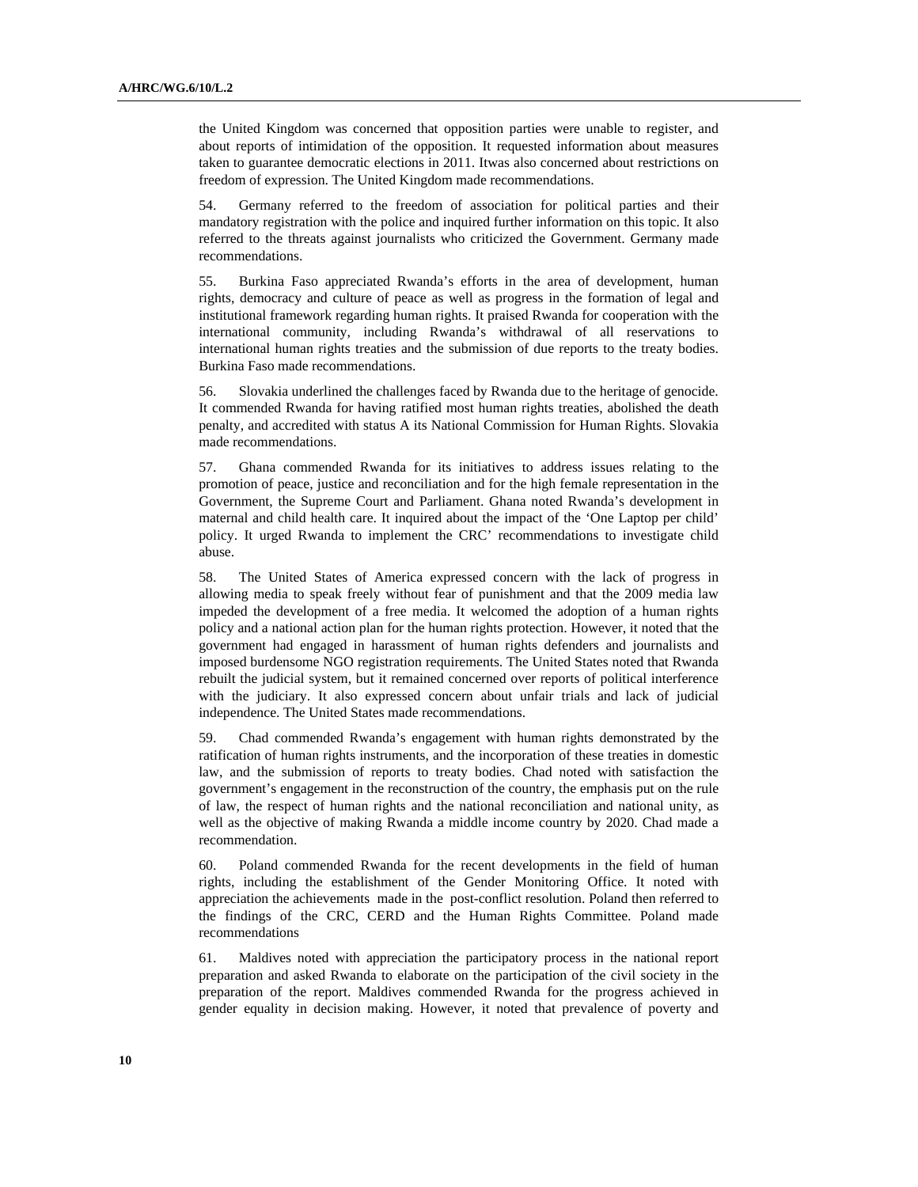the United Kingdom was concerned that opposition parties were unable to register, and about reports of intimidation of the opposition. It requested information about measures taken to guarantee democratic elections in 2011. Itwas also concerned about restrictions on freedom of expression. The United Kingdom made recommendations.

54. Germany referred to the freedom of association for political parties and their mandatory registration with the police and inquired further information on this topic. It also referred to the threats against journalists who criticized the Government. Germany made recommendations.

55. Burkina Faso appreciated Rwanda's efforts in the area of development, human rights, democracy and culture of peace as well as progress in the formation of legal and institutional framework regarding human rights. It praised Rwanda for cooperation with the international community, including Rwanda's withdrawal of all reservations to international human rights treaties and the submission of due reports to the treaty bodies. Burkina Faso made recommendations.

56. Slovakia underlined the challenges faced by Rwanda due to the heritage of genocide. It commended Rwanda for having ratified most human rights treaties, abolished the death penalty, and accredited with status A its National Commission for Human Rights. Slovakia made recommendations.

57. Ghana commended Rwanda for its initiatives to address issues relating to the promotion of peace, justice and reconciliation and for the high female representation in the Government, the Supreme Court and Parliament. Ghana noted Rwanda's development in maternal and child health care. It inquired about the impact of the 'One Laptop per child' policy. It urged Rwanda to implement the CRC' recommendations to investigate child abuse.

58. The United States of America expressed concern with the lack of progress in allowing media to speak freely without fear of punishment and that the 2009 media law impeded the development of a free media. It welcomed the adoption of a human rights policy and a national action plan for the human rights protection. However, it noted that the government had engaged in harassment of human rights defenders and journalists and imposed burdensome NGO registration requirements. The United States noted that Rwanda rebuilt the judicial system, but it remained concerned over reports of political interference with the judiciary. It also expressed concern about unfair trials and lack of judicial independence. The United States made recommendations.

59. Chad commended Rwanda's engagement with human rights demonstrated by the ratification of human rights instruments, and the incorporation of these treaties in domestic law, and the submission of reports to treaty bodies. Chad noted with satisfaction the government's engagement in the reconstruction of the country, the emphasis put on the rule of law, the respect of human rights and the national reconciliation and national unity, as well as the objective of making Rwanda a middle income country by 2020. Chad made a recommendation.

60. Poland commended Rwanda for the recent developments in the field of human rights, including the establishment of the Gender Monitoring Office. It noted with appreciation the achievements made in the post-conflict resolution. Poland then referred to the findings of the CRC, CERD and the Human Rights Committee. Poland made recommendations

61. Maldives noted with appreciation the participatory process in the national report preparation and asked Rwanda to elaborate on the participation of the civil society in the preparation of the report. Maldives commended Rwanda for the progress achieved in gender equality in decision making. However, it noted that prevalence of poverty and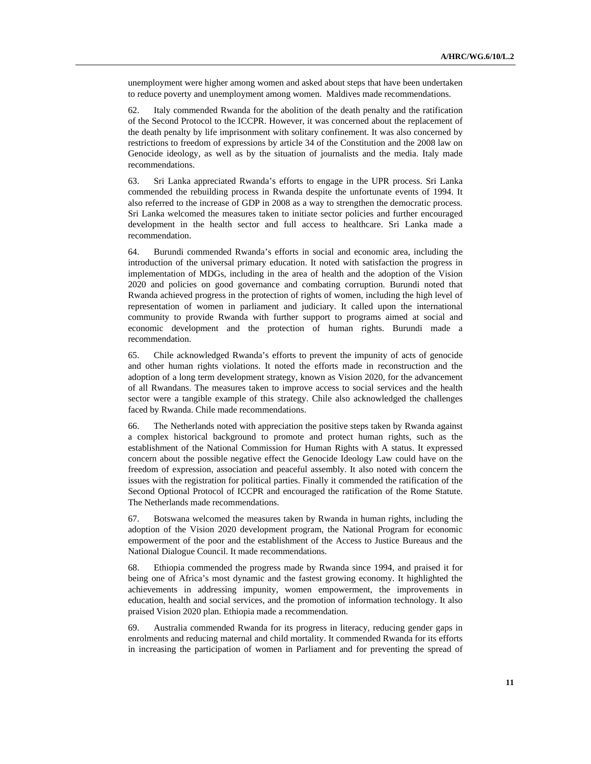unemployment were higher among women and asked about steps that have been undertaken to reduce poverty and unemployment among women. Maldives made recommendations.

62. Italy commended Rwanda for the abolition of the death penalty and the ratification of the Second Protocol to the ICCPR. However, it was concerned about the replacement of the death penalty by life imprisonment with solitary confinement. It was also concerned by restrictions to freedom of expressions by article 34 of the Constitution and the 2008 law on Genocide ideology, as well as by the situation of journalists and the media. Italy made recommendations.

63. Sri Lanka appreciated Rwanda's efforts to engage in the UPR process. Sri Lanka commended the rebuilding process in Rwanda despite the unfortunate events of 1994. It also referred to the increase of GDP in 2008 as a way to strengthen the democratic process. Sri Lanka welcomed the measures taken to initiate sector policies and further encouraged development in the health sector and full access to healthcare. Sri Lanka made a recommendation.

64. Burundi commended Rwanda's efforts in social and economic area, including the introduction of the universal primary education. It noted with satisfaction the progress in implementation of MDGs, including in the area of health and the adoption of the Vision 2020 and policies on good governance and combating corruption. Burundi noted that Rwanda achieved progress in the protection of rights of women, including the high level of representation of women in parliament and judiciary. It called upon the international community to provide Rwanda with further support to programs aimed at social and economic development and the protection of human rights. Burundi made a recommendation.

65. Chile acknowledged Rwanda's efforts to prevent the impunity of acts of genocide and other human rights violations. It noted the efforts made in reconstruction and the adoption of a long term development strategy, known as Vision 2020, for the advancement of all Rwandans. The measures taken to improve access to social services and the health sector were a tangible example of this strategy. Chile also acknowledged the challenges faced by Rwanda. Chile made recommendations.

66. The Netherlands noted with appreciation the positive steps taken by Rwanda against a complex historical background to promote and protect human rights, such as the establishment of the National Commission for Human Rights with A status. It expressed concern about the possible negative effect the Genocide Ideology Law could have on the freedom of expression, association and peaceful assembly. It also noted with concern the issues with the registration for political parties. Finally it commended the ratification of the Second Optional Protocol of ICCPR and encouraged the ratification of the Rome Statute. The Netherlands made recommendations.

67. Botswana welcomed the measures taken by Rwanda in human rights, including the adoption of the Vision 2020 development program, the National Program for economic empowerment of the poor and the establishment of the Access to Justice Bureaus and the National Dialogue Council. It made recommendations.

68. Ethiopia commended the progress made by Rwanda since 1994, and praised it for being one of Africa's most dynamic and the fastest growing economy. It highlighted the achievements in addressing impunity, women empowerment, the improvements in education, health and social services, and the promotion of information technology. It also praised Vision 2020 plan. Ethiopia made a recommendation.

69. Australia commended Rwanda for its progress in literacy, reducing gender gaps in enrolments and reducing maternal and child mortality. It commended Rwanda for its efforts in increasing the participation of women in Parliament and for preventing the spread of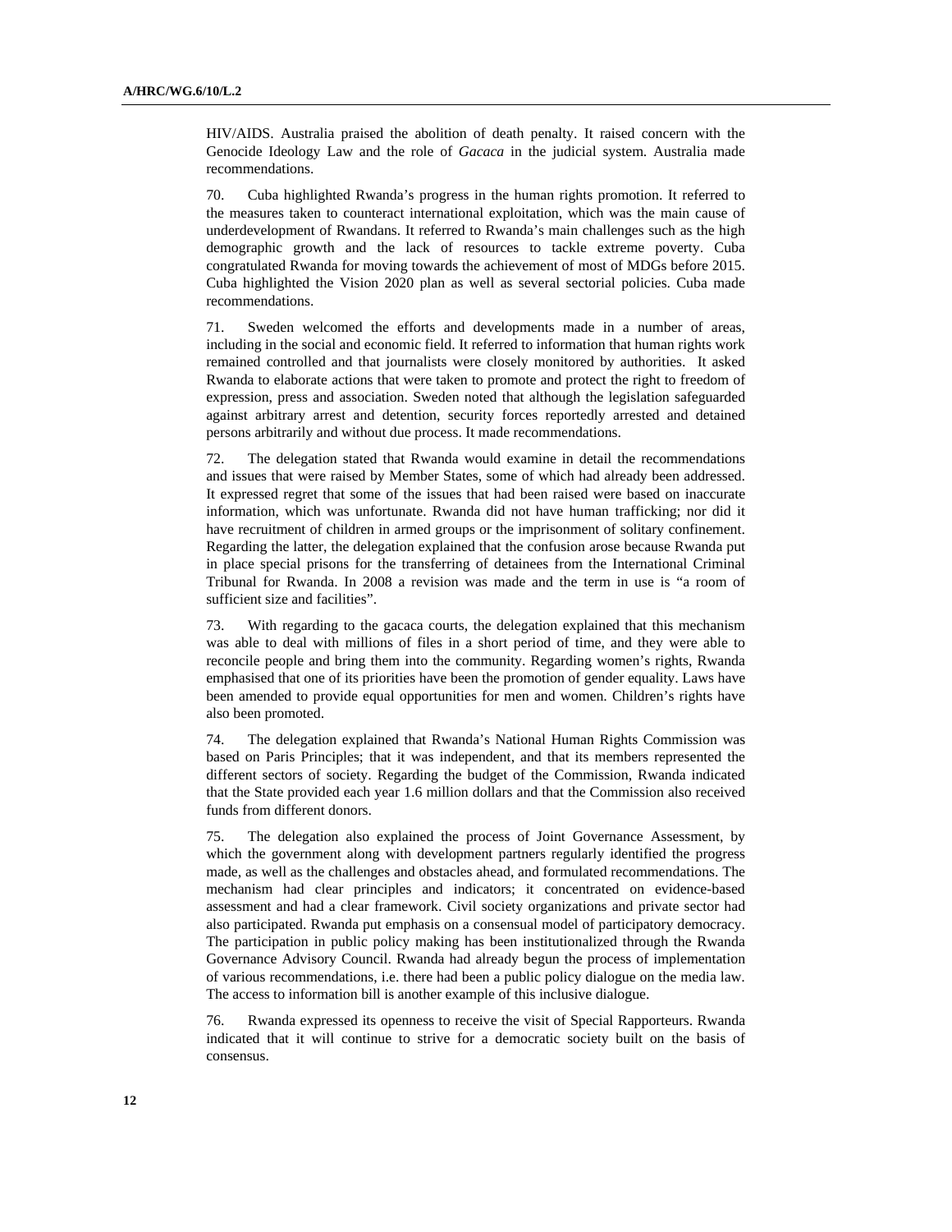HIV/AIDS. Australia praised the abolition of death penalty. It raised concern with the Genocide Ideology Law and the role of *Gacaca* in the judicial system. Australia made recommendations.

70. Cuba highlighted Rwanda's progress in the human rights promotion. It referred to the measures taken to counteract international exploitation, which was the main cause of underdevelopment of Rwandans. It referred to Rwanda's main challenges such as the high demographic growth and the lack of resources to tackle extreme poverty. Cuba congratulated Rwanda for moving towards the achievement of most of MDGs before 2015. Cuba highlighted the Vision 2020 plan as well as several sectorial policies. Cuba made recommendations.

71. Sweden welcomed the efforts and developments made in a number of areas, including in the social and economic field. It referred to information that human rights work remained controlled and that journalists were closely monitored by authorities. It asked Rwanda to elaborate actions that were taken to promote and protect the right to freedom of expression, press and association. Sweden noted that although the legislation safeguarded against arbitrary arrest and detention, security forces reportedly arrested and detained persons arbitrarily and without due process. It made recommendations.

72. The delegation stated that Rwanda would examine in detail the recommendations and issues that were raised by Member States, some of which had already been addressed. It expressed regret that some of the issues that had been raised were based on inaccurate information, which was unfortunate. Rwanda did not have human trafficking; nor did it have recruitment of children in armed groups or the imprisonment of solitary confinement. Regarding the latter, the delegation explained that the confusion arose because Rwanda put in place special prisons for the transferring of detainees from the International Criminal Tribunal for Rwanda. In 2008 a revision was made and the term in use is "a room of sufficient size and facilities".

73. With regarding to the gacaca courts, the delegation explained that this mechanism was able to deal with millions of files in a short period of time, and they were able to reconcile people and bring them into the community. Regarding women's rights, Rwanda emphasised that one of its priorities have been the promotion of gender equality. Laws have been amended to provide equal opportunities for men and women. Children's rights have also been promoted.

74. The delegation explained that Rwanda's National Human Rights Commission was based on Paris Principles; that it was independent, and that its members represented the different sectors of society. Regarding the budget of the Commission, Rwanda indicated that the State provided each year 1.6 million dollars and that the Commission also received funds from different donors.

75. The delegation also explained the process of Joint Governance Assessment, by which the government along with development partners regularly identified the progress made, as well as the challenges and obstacles ahead, and formulated recommendations. The mechanism had clear principles and indicators; it concentrated on evidence-based assessment and had a clear framework. Civil society organizations and private sector had also participated. Rwanda put emphasis on a consensual model of participatory democracy. The participation in public policy making has been institutionalized through the Rwanda Governance Advisory Council. Rwanda had already begun the process of implementation of various recommendations, i.e. there had been a public policy dialogue on the media law. The access to information bill is another example of this inclusive dialogue.

76. Rwanda expressed its openness to receive the visit of Special Rapporteurs. Rwanda indicated that it will continue to strive for a democratic society built on the basis of consensus.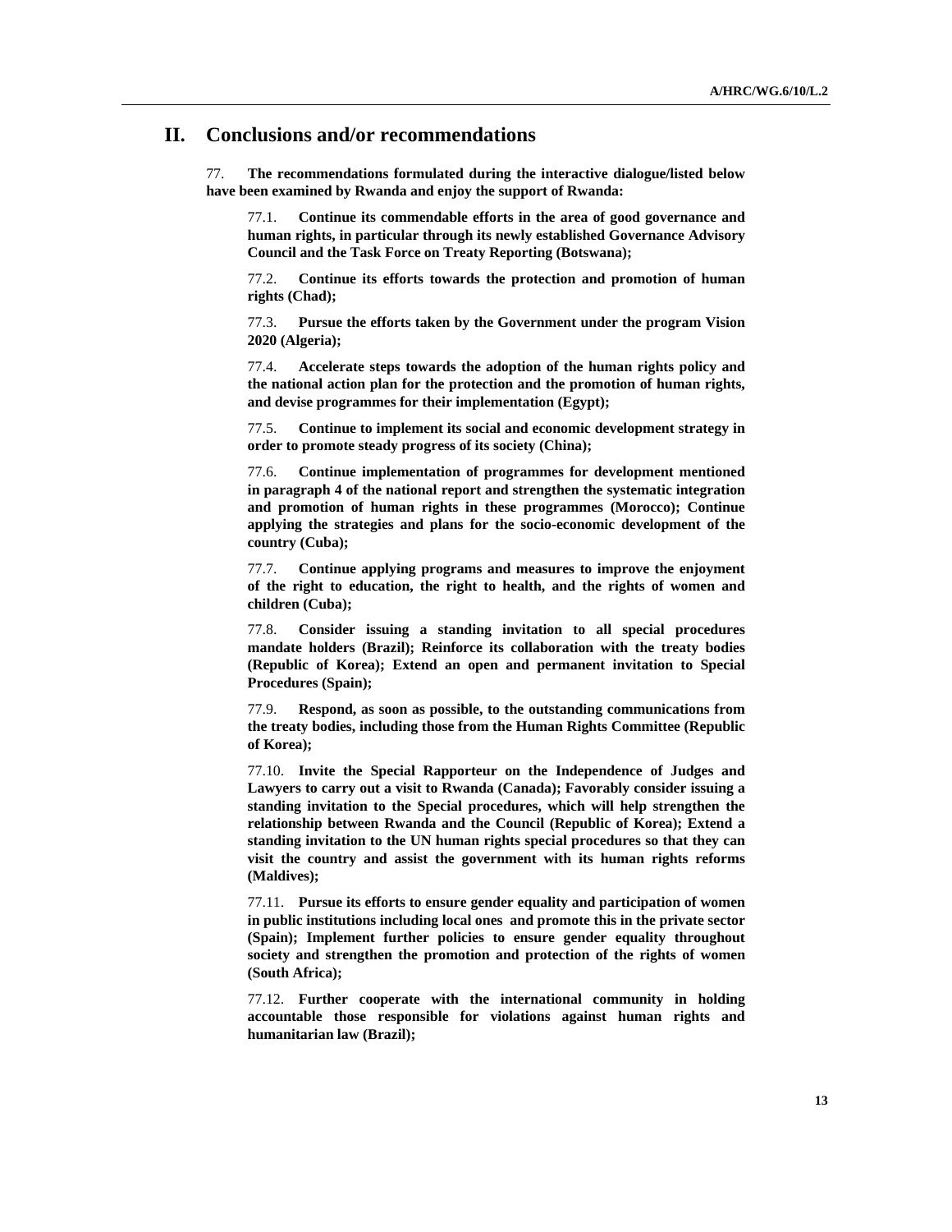## II. Conclusions and/or recommendations

77. **The recommendations formulated during the interactive dialogue/listed below have been examined by Rwanda and enjoy the support of Rwanda:**

77.1. **Continue its commendable efforts in the area of good governance and human rights, in particular through its newly established Governance Advisory Council and the Task Force on Treaty Reporting (Botswana);**

77.2. **Continue its efforts towards the protection and promotion of human rights (Chad);**

77.3. **Pursue the efforts taken by the Government under the program Vision 2020 (Algeria);**

77.4. **Accelerate steps towards the adoption of the human rights policy and the national action plan for the protection and the promotion of human rights, and devise programmes for their implementation (Egypt);**

77.5. **Continue to implement its social and economic development strategy in order to promote steady progress of its society (China);**

77.6. **Continue implementation of programmes for development mentioned in paragraph 4 of the national report and strengthen the systematic integration and promotion of human rights in these programmes (Morocco); Continue applying the strategies and plans for the socio-economic development of the country (Cuba);**

77.7. **Continue applying programs and measures to improve the enjoyment of the right to education, the right to health, and the rights of women and children (Cuba);**

77.8. **Consider issuing a standing invitation to all special procedures mandate holders (Brazil); Reinforce its collaboration with the treaty bodies (Republic of Korea); Extend an open and permanent invitation to Special Procedures (Spain);**

77.9. **Respond, as soon as possible, to the outstanding communications from the treaty bodies, including those from the Human Rights Committee (Republic of Korea);**

77.10. **Invite the Special Rapporteur on the Independence of Judges and Lawyers to carry out a visit to Rwanda (Canada); Favorably consider issuing a standing invitation to the Special procedures, which will help strengthen the relationship between Rwanda and the Council (Republic of Korea); Extend a standing invitation to the UN human rights special procedures so that they can visit the country and assist the government with its human rights reforms (Maldives);**

77.11. **Pursue its efforts to ensure gender equality and participation of women in public institutions including local ones and promote this in the private sector (Spain); Implement further policies to ensure gender equality throughout society and strengthen the promotion and protection of the rights of women (South Africa);**

77.12. **Further cooperate with the international community in holding accountable those responsible for violations against human rights and humanitarian law (Brazil);**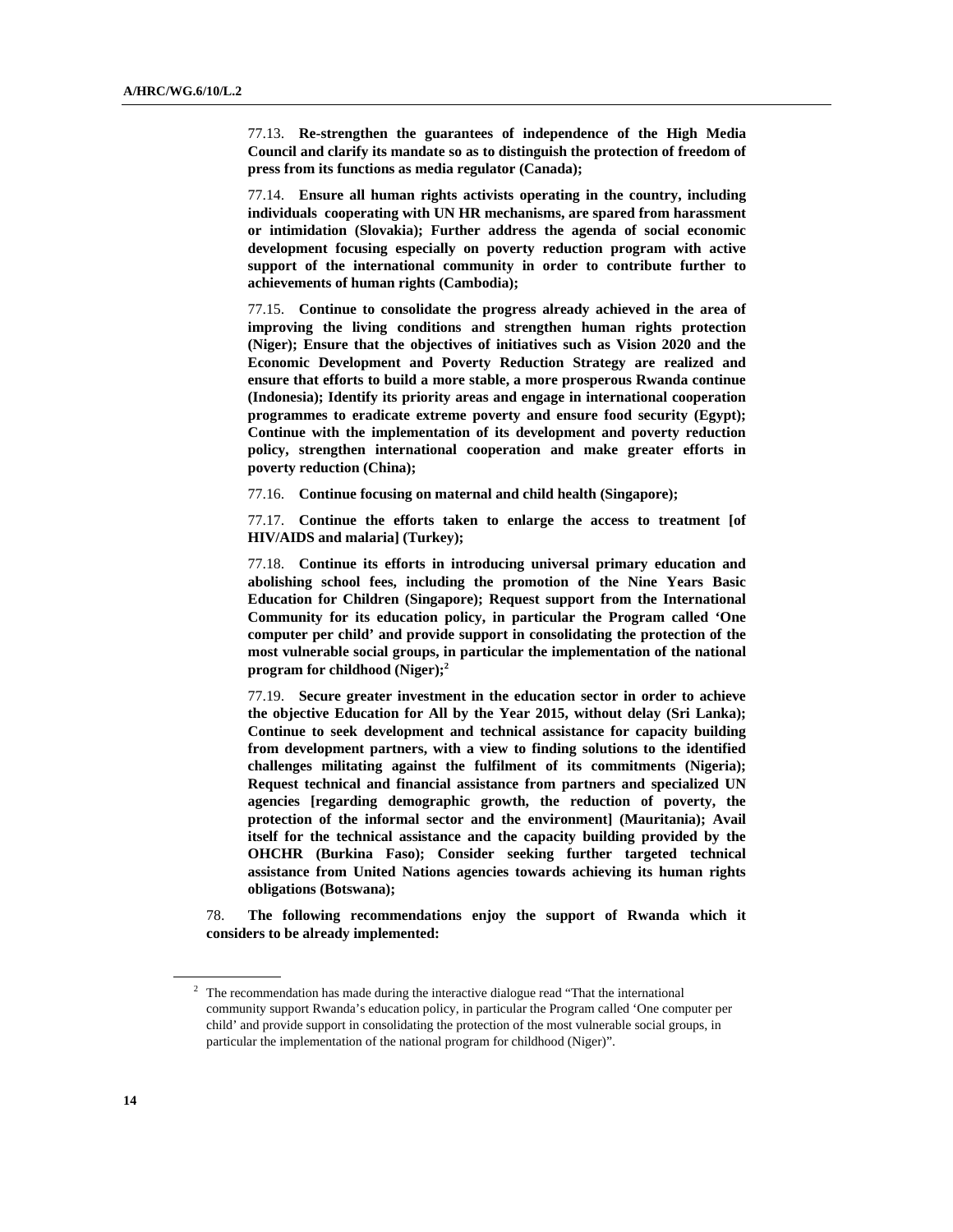77.13. **Re-strengthen the guarantees of independence of the High Media Council and clarify its mandate so as to distinguish the protection of freedom of press from its functions as media regulator (Canada);**

77.14. **Ensure all human rights activists operating in the country, including individuals cooperating with UN HR mechanisms, are spared from harassment or intimidation (Slovakia); Further address the agenda of social economic development focusing especially on poverty reduction program with active support of the international community in order to contribute further to achievements of human rights (Cambodia);**

77.15. **Continue to consolidate the progress already achieved in the area of improving the living conditions and strengthen human rights protection (Niger); Ensure that the objectives of initiatives such as Vision 2020 and the Economic Development and Poverty Reduction Strategy are realized and ensure that efforts to build a more stable, a more prosperous Rwanda continue (Indonesia); Identify its priority areas and engage in international cooperation programmes to eradicate extreme poverty and ensure food security (Egypt); Continue with the implementation of its development and poverty reduction policy, strengthen international cooperation and make greater efforts in poverty reduction (China);**

77.16. **Continue focusing on maternal and child health (Singapore);**

77.17. **Continue the efforts taken to enlarge the access to treatment [of HIV/AIDS and malaria] (Turkey);**

77.18. **Continue its efforts in introducing universal primary education and abolishing school fees, including the promotion of the Nine Years Basic Education for Children (Singapore); Request support from the International Community for its education policy, in particular the Program called 'One computer per child' and provide support in consolidating the protection of the most vulnerable social groups, in particular the implementation of the national program for childhood (Niger);**[2]

77.19. **Secure greater investment in the education sector in order to achieve the objective Education for All by the Year 2015, without delay (Sri Lanka); Continue to seek development and technical assistance for capacity building from development partners, with a view to finding solutions to the identified challenges militating against the fulfilment of its commitments (Nigeria); Request technical and financial assistance from partners and specialized UN agencies [regarding demographic growth, the reduction of poverty, the protection of the informal sector and the environment] (Mauritania); Avail itself for the technical assistance and the capacity building provided by the OHCHR (Burkina Faso); Consider seeking further targeted technical assistance from United Nations agencies towards achieving its human rights obligations (Botswana);**

78. **The following recommendations enjoy the support of Rwanda which it considers to be already implemented:**

[2] The recommendation has made during the interactive dialogue read "That the international community support Rwanda's education policy, in particular the Program called 'One computer per child' and provide support in consolidating the protection of the most vulnerable social groups, in particular the implementation of the national program for childhood (Niger)".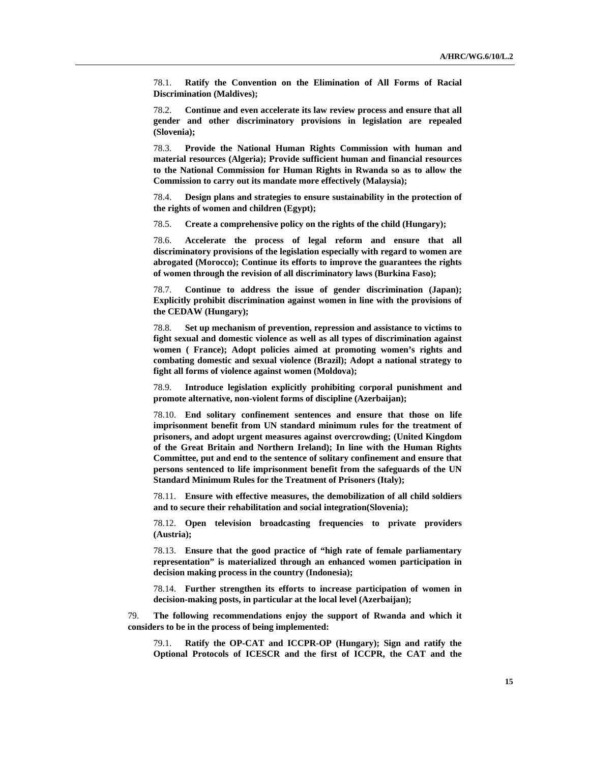78.1. **Ratify the Convention on the Elimination of All Forms of Racial Discrimination (Maldives);**

78.2. **Continue and even accelerate its law review process and ensure that all gender and other discriminatory provisions in legislation are repealed (Slovenia);**

78.3. **Provide the National Human Rights Commission with human and material resources (Algeria); Provide sufficient human and financial resources to the National Commission for Human Rights in Rwanda so as to allow the Commission to carry out its mandate more effectively (Malaysia);**

78.4. **Design plans and strategies to ensure sustainability in the protection of the rights of women and children (Egypt);**

78.5. **Create a comprehensive policy on the rights of the child (Hungary);**

78.6. **Accelerate the process of legal reform and ensure that all discriminatory provisions of the legislation especially with regard to women are abrogated (Morocco); Continue its efforts to improve the guarantees the rights of women through the revision of all discriminatory laws (Burkina Faso);**

78.7. **Continue to address the issue of gender discrimination (Japan); Explicitly prohibit discrimination against women in line with the provisions of the CEDAW (Hungary);**

78.8. **Set up mechanism of prevention, repression and assistance to victims to fight sexual and domestic violence as well as all types of discrimination against women ( France); Adopt policies aimed at promoting women's rights and combating domestic and sexual violence (Brazil); Adopt a national strategy to fight all forms of violence against women (Moldova);**

78.9. **Introduce legislation explicitly prohibiting corporal punishment and promote alternative, non-violent forms of discipline (Azerbaijan);**

78.10. **End solitary confinement sentences and ensure that those on life imprisonment benefit from UN standard minimum rules for the treatment of prisoners, and adopt urgent measures against overcrowding; (United Kingdom of the Great Britain and Northern Ireland); In line with the Human Rights Committee, put and end to the sentence of solitary confinement and ensure that persons sentenced to life imprisonment benefit from the safeguards of the UN Standard Minimum Rules for the Treatment of Prisoners (Italy);**

78.11. **Ensure with effective measures, the demobilization of all child soldiers and to secure their rehabilitation and social integration(Slovenia);**

78.12. **Open television broadcasting frequencies to private providers (Austria);**

78.13. **Ensure that the good practice of "high rate of female parliamentary representation" is materialized through an enhanced women participation in decision making process in the country (Indonesia);**

78.14. **Further strengthen its efforts to increase participation of women in decision-making posts, in particular at the local level (Azerbaijan);**

79. **The following recommendations enjoy the support of Rwanda and which it considers to be in the process of being implemented:**

79.1. **Ratify the OP-CAT and ICCPR-OP (Hungary); Sign and ratify the Optional Protocols of ICESCR and the first of ICCPR, the CAT and the**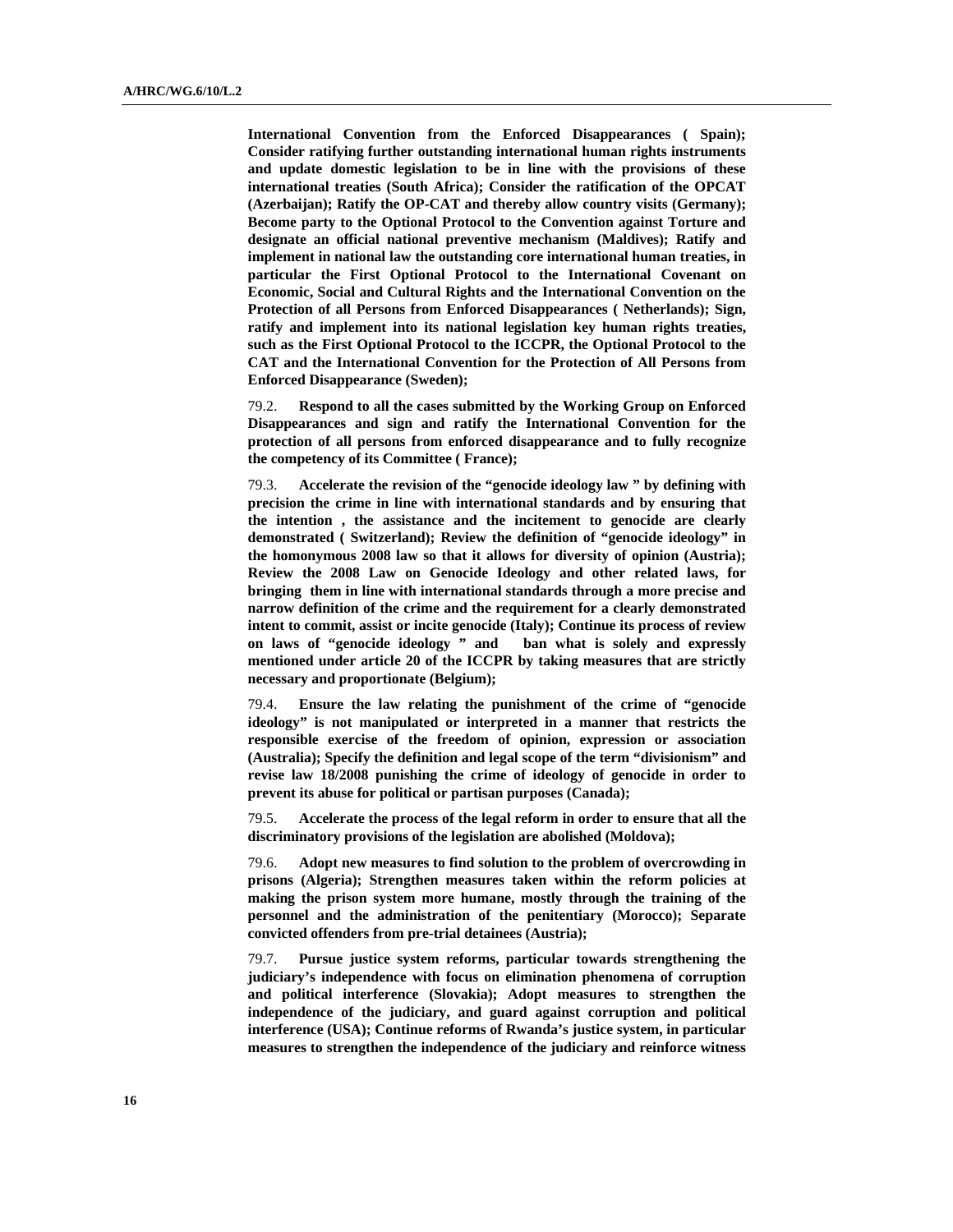**International Convention from the Enforced Disappearances ( Spain); Consider ratifying further outstanding international human rights instruments and update domestic legislation to be in line with the provisions of these international treaties (South Africa); Consider the ratification of the OPCAT (Azerbaijan); Ratify the OP-CAT and thereby allow country visits (Germany); Become party to the Optional Protocol to the Convention against Torture and designate an official national preventive mechanism (Maldives); Ratify and implement in national law the outstanding core international human treaties, in particular the First Optional Protocol to the International Covenant on Economic, Social and Cultural Rights and the International Convention on the Protection of all Persons from Enforced Disappearances ( Netherlands); Sign, ratify and implement into its national legislation key human rights treaties, such as the First Optional Protocol to the ICCPR, the Optional Protocol to the CAT and the International Convention for the Protection of All Persons from Enforced Disappearance (Sweden);**

79.2. **Respond to all the cases submitted by the Working Group on Enforced Disappearances and sign and ratify the International Convention for the protection of all persons from enforced disappearance and to fully recognize the competency of its Committee ( France);**

79.3. **Accelerate the revision of the "genocide ideology law " by defining with precision the crime in line with international standards and by ensuring that the intention , the assistance and the incitement to genocide are clearly demonstrated ( Switzerland); Review the definition of "genocide ideology" in the homonymous 2008 law so that it allows for diversity of opinion (Austria); Review the 2008 Law on Genocide Ideology and other related laws, for bringing them in line with international standards through a more precise and narrow definition of the crime and the requirement for a clearly demonstrated intent to commit, assist or incite genocide (Italy); Continue its process of review on laws of "genocide ideology " and ban what is solely and expressly mentioned under article 20 of the ICCPR by taking measures that are strictly necessary and proportionate (Belgium);**

79.4. **Ensure the law relating the punishment of the crime of "genocide ideology" is not manipulated or interpreted in a manner that restricts the responsible exercise of the freedom of opinion, expression or association (Australia); Specify the definition and legal scope of the term "divisionism" and revise law 18/2008 punishing the crime of ideology of genocide in order to prevent its abuse for political or partisan purposes (Canada);**

79.5. **Accelerate the process of the legal reform in order to ensure that all the discriminatory provisions of the legislation are abolished (Moldova);**

79.6. **Adopt new measures to find solution to the problem of overcrowding in prisons (Algeria); Strengthen measures taken within the reform policies at making the prison system more humane, mostly through the training of the personnel and the administration of the penitentiary (Morocco); Separate convicted offenders from pre-trial detainees (Austria);**

79.7. **Pursue justice system reforms, particular towards strengthening the judiciary's independence with focus on elimination phenomena of corruption and political interference (Slovakia); Adopt measures to strengthen the independence of the judiciary, and guard against corruption and political interference (USA); Continue reforms of Rwanda's justice system, in particular measures to strengthen the independence of the judiciary and reinforce witness**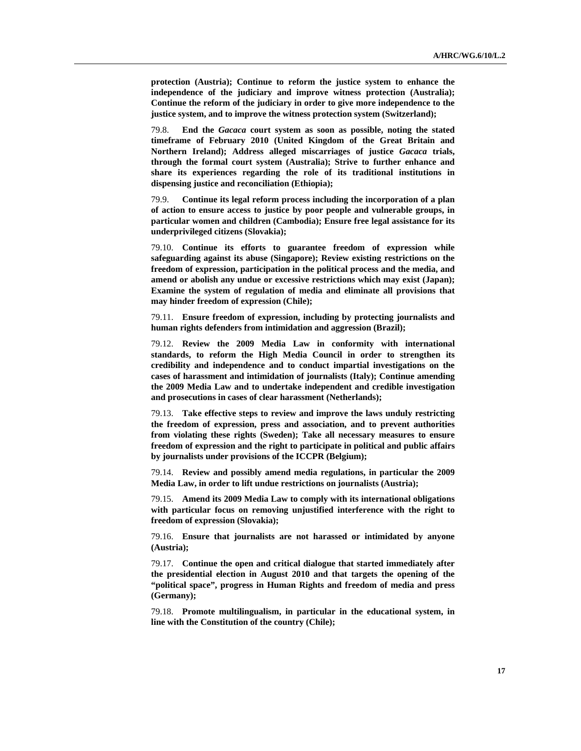**protection (Austria); Continue to reform the justice system to enhance the independence of the judiciary and improve witness protection (Australia); Continue the reform of the judiciary in order to give more independence to the justice system, and to improve the witness protection system (Switzerland);**

79.8. **End the *Gacaca* court system as soon as possible, noting the stated timeframe of February 2010 (United Kingdom of the Great Britain and Northern Ireland); Address alleged miscarriages of justice *Gacaca* trials, through the formal court system (Australia); Strive to further enhance and share its experiences regarding the role of its traditional institutions in dispensing justice and reconciliation (Ethiopia);**

79.9. **Continue its legal reform process including the incorporation of a plan of action to ensure access to justice by poor people and vulnerable groups, in particular women and children (Cambodia); Ensure free legal assistance for its underprivileged citizens (Slovakia);**

79.10. **Continue its efforts to guarantee freedom of expression while safeguarding against its abuse (Singapore); Review existing restrictions on the freedom of expression, participation in the political process and the media, and amend or abolish any undue or excessive restrictions which may exist (Japan); Examine the system of regulation of media and eliminate all provisions that may hinder freedom of expression (Chile);**

79.11. **Ensure freedom of expression, including by protecting journalists and human rights defenders from intimidation and aggression (Brazil);**

79.12. **Review the 2009 Media Law in conformity with international standards, to reform the High Media Council in order to strengthen its credibility and independence and to conduct impartial investigations on the cases of harassment and intimidation of journalists (Italy); Continue amending the 2009 Media Law and to undertake independent and credible investigation and prosecutions in cases of clear harassment (Netherlands);**

79.13. **Take effective steps to review and improve the laws unduly restricting the freedom of expression, press and association, and to prevent authorities from violating these rights (Sweden); Take all necessary measures to ensure freedom of expression and the right to participate in political and public affairs by journalists under provisions of the ICCPR (Belgium);**

79.14. **Review and possibly amend media regulations, in particular the 2009 Media Law, in order to lift undue restrictions on journalists (Austria);**

79.15. **Amend its 2009 Media Law to comply with its international obligations with particular focus on removing unjustified interference with the right to freedom of expression (Slovakia);**

79.16. **Ensure that journalists are not harassed or intimidated by anyone (Austria);**

79.17. **Continue the open and critical dialogue that started immediately after the presidential election in August 2010 and that targets the opening of the "political space", progress in Human Rights and freedom of media and press (Germany);**

79.18. **Promote multilingualism, in particular in the educational system, in line with the Constitution of the country (Chile);**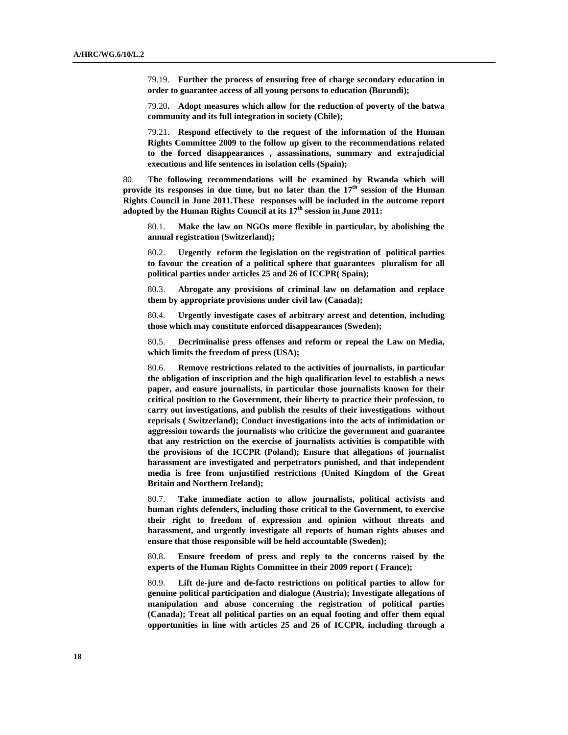79.19. **Further the process of ensuring free of charge secondary education in order to guarantee access of all young persons to education (Burundi);**

79.20. **Adopt measures which allow for the reduction of poverty of the batwa community and its full integration in society (Chile);**

79.21. **Respond effectively to the request of the information of the Human Rights Committee 2009 to the follow up given to the recommendations related to the forced disappearances , assassinations, summary and extrajudicial executions and life sentences in isolation cells (Spain);**

80. **The following recommendations will be examined by Rwanda which will provide its responses in due time, but no later than the 17th session of the Human Rights Council in June 2011.These responses will be included in the outcome report adopted by the Human Rights Council at its 17th session in June 2011:**

80.1. **Make the law on NGOs more flexible in particular, by abolishing the annual registration (Switzerland);**

80.2. **Urgently reform the legislation on the registration of political parties to favour the creation of a political sphere that guarantees pluralism for all political parties under articles 25 and 26 of ICCPR( Spain);**

80.3. **Abrogate any provisions of criminal law on defamation and replace them by appropriate provisions under civil law (Canada);**

80.4. **Urgently investigate cases of arbitrary arrest and detention, including those which may constitute enforced disappearances (Sweden);**

80.5. **Decriminalise press offenses and reform or repeal the Law on Media, which limits the freedom of press (USA);**

80.6. **Remove restrictions related to the activities of journalists, in particular the obligation of inscription and the high qualification level to establish a news paper, and ensure journalists, in particular those journalists known for their critical position to the Government, their liberty to practice their profession, to carry out investigations, and publish the results of their investigations without reprisals ( Switzerland); Conduct investigations into the acts of intimidation or aggression towards the journalists who criticize the government and guarantee that any restriction on the exercise of journalists activities is compatible with the provisions of the ICCPR (Poland); Ensure that allegations of journalist harassment are investigated and perpetrators punished, and that independent media is free from unjustified restrictions (United Kingdom of the Great Britain and Northern Ireland);**

80.7. **Take immediate action to allow journalists, political activists and human rights defenders, including those critical to the Government, to exercise their right to freedom of expression and opinion without threats and harassment, and urgently investigate all reports of human rights abuses and ensure that those responsible will be held accountable (Sweden);**

80.8. **Ensure freedom of press and reply to the concerns raised by the experts of the Human Rights Committee in their 2009 report ( France);**

80.9. **Lift de-jure and de-facto restrictions on political parties to allow for genuine political participation and dialogue (Austria); Investigate allegations of manipulation and abuse concerning the registration of political parties (Canada); Treat all political parties on an equal footing and offer them equal opportunities in line with articles 25 and 26 of ICCPR, including through a**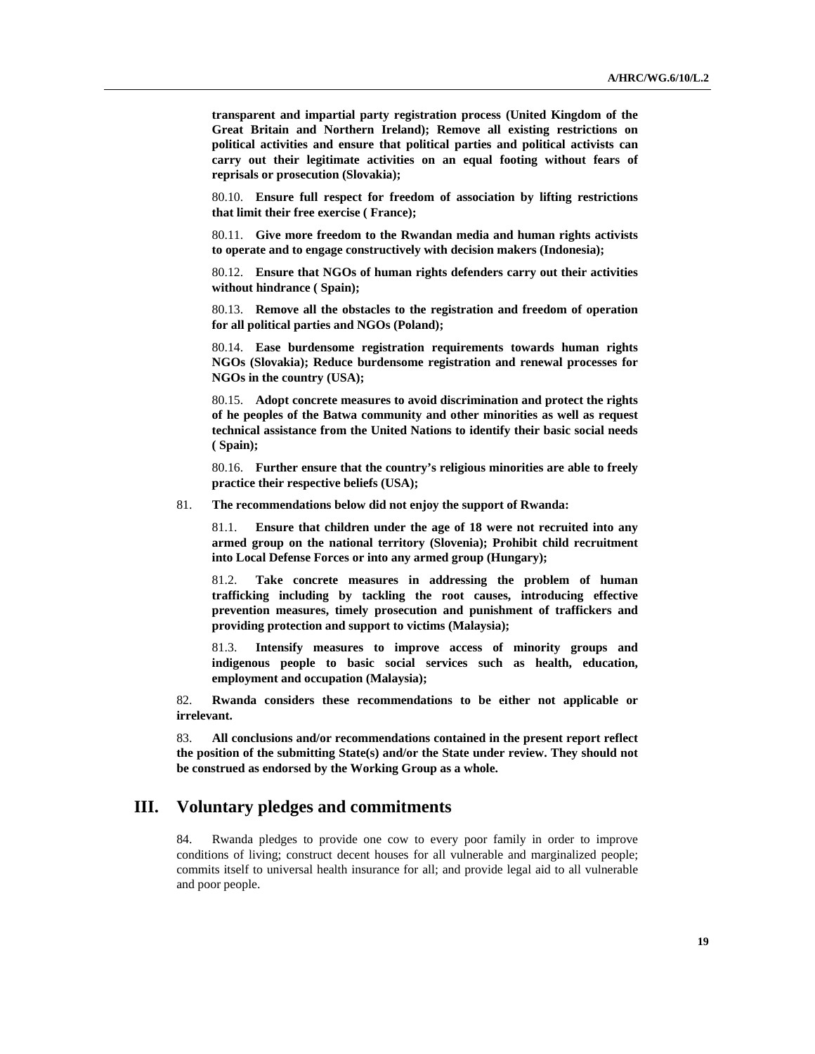**transparent and impartial party registration process (United Kingdom of the Great Britain and Northern Ireland); Remove all existing restrictions on political activities and ensure that political parties and political activists can carry out their legitimate activities on an equal footing without fears of reprisals or prosecution (Slovakia);**

80.10. **Ensure full respect for freedom of association by lifting restrictions that limit their free exercise ( France);**

80.11. **Give more freedom to the Rwandan media and human rights activists to operate and to engage constructively with decision makers (Indonesia);**

80.12. **Ensure that NGOs of human rights defenders carry out their activities without hindrance ( Spain);**

80.13. **Remove all the obstacles to the registration and freedom of operation for all political parties and NGOs (Poland);**

80.14. **Ease burdensome registration requirements towards human rights NGOs (Slovakia); Reduce burdensome registration and renewal processes for NGOs in the country (USA);**

80.15. **Adopt concrete measures to avoid discrimination and protect the rights of he peoples of the Batwa community and other minorities as well as request technical assistance from the United Nations to identify their basic social needs ( Spain);**

80.16. **Further ensure that the country's religious minorities are able to freely practice their respective beliefs (USA);**

81. **The recommendations below did not enjoy the support of Rwanda:**

81.1. **Ensure that children under the age of 18 were not recruited into any armed group on the national territory (Slovenia); Prohibit child recruitment into Local Defense Forces or into any armed group (Hungary);**

81.2. **Take concrete measures in addressing the problem of human trafficking including by tackling the root causes, introducing effective prevention measures, timely prosecution and punishment of traffickers and providing protection and support to victims (Malaysia);**

81.3. **Intensify measures to improve access of minority groups and indigenous people to basic social services such as health, education, employment and occupation (Malaysia);**

82. **Rwanda considers these recommendations to be either not applicable or irrelevant.**

83. **All conclusions and/or recommendations contained in the present report reflect the position of the submitting State(s) and/or the State under review. They should not be construed as endorsed by the Working Group as a whole.**

## III. Voluntary pledges and commitments

84. Rwanda pledges to provide one cow to every poor family in order to improve conditions of living; construct decent houses for all vulnerable and marginalized people; commits itself to universal health insurance for all; and provide legal aid to all vulnerable and poor people.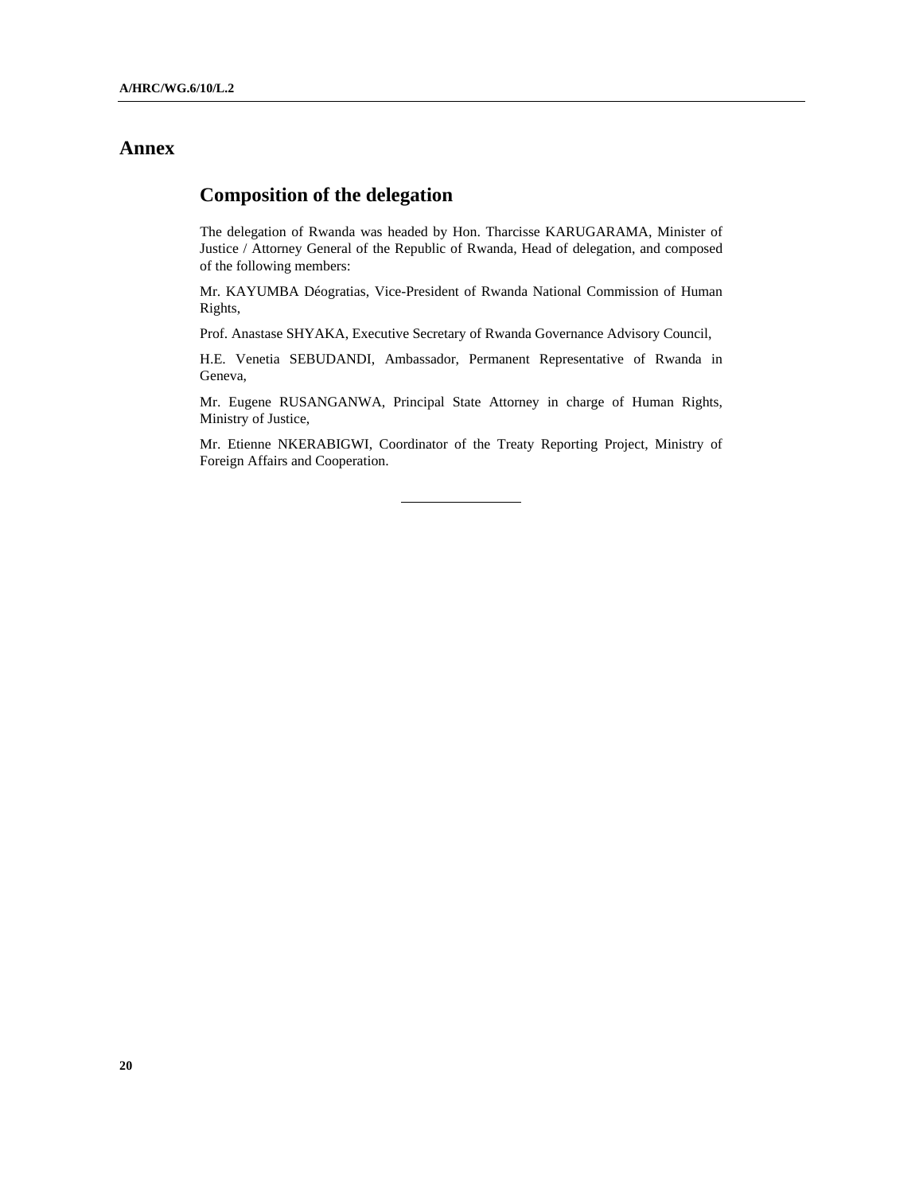# Annex

## Composition of the delegation

The delegation of Rwanda was headed by Hon. Tharcisse KARUGARAMA, Minister of Justice / Attorney General of the Republic of Rwanda, Head of delegation, and composed of the following members:

Mr. KAYUMBA Déogratias, Vice-President of Rwanda National Commission of Human Rights,

Prof. Anastase SHYAKA, Executive Secretary of Rwanda Governance Advisory Council,

H.E. Venetia SEBUDANDI, Ambassador, Permanent Representative of Rwanda in Geneva,

Mr. Eugene RUSANGANWA, Principal State Attorney in charge of Human Rights, Ministry of Justice,

Mr. Etienne NKERABIGWI, Coordinator of the Treaty Reporting Project, Ministry of Foreign Affairs and Cooperation.